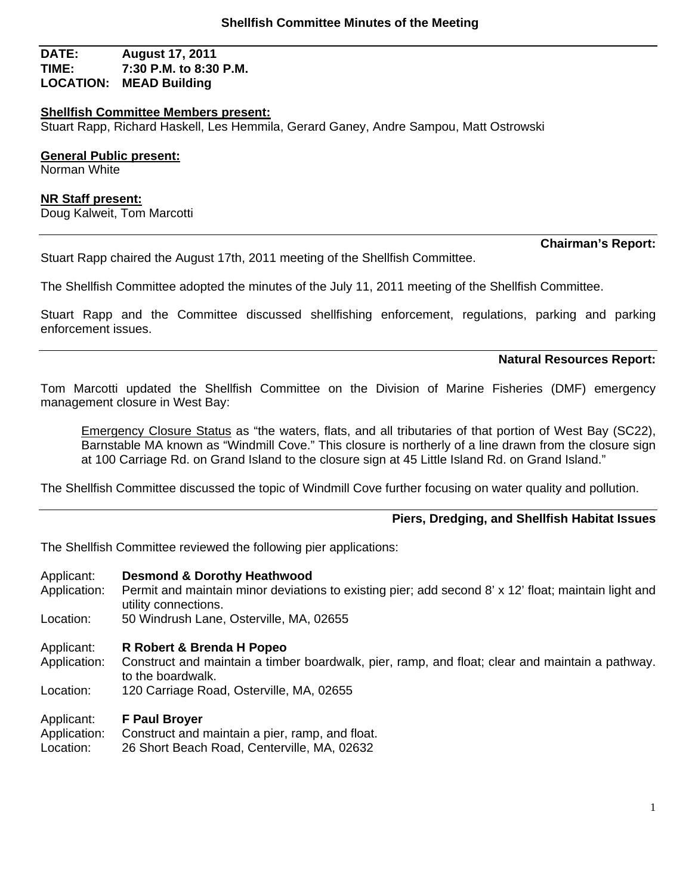# Shellfish Committee Minutes of the Meeting

**DATE:** **August 17, 2011**
**TIME:** **7:30 P.M. to 8:30 P.M.**
**LOCATION:** **MEAD Building**

**Shellfish Committee Members present:**
Stuart Rapp, Richard Haskell, Les Hemmila, Gerard Ganey, Andre Sampou, Matt Ostrowski

**General Public present:**
Norman White

**NR Staff present:**
Doug Kalweit, Tom Marcotti

## Chairman's Report:

Stuart Rapp chaired the August 17th, 2011 meeting of the Shellfish Committee.

The Shellfish Committee adopted the minutes of the July 11, 2011 meeting of the Shellfish Committee.

Stuart Rapp and the Committee discussed shellfishing enforcement, regulations, parking and parking enforcement issues.

## Natural Resources Report:

Tom Marcotti updated the Shellfish Committee on the Division of Marine Fisheries (DMF) emergency management closure in West Bay:

> Emergency Closure Status as "the waters, flats, and all tributaries of that portion of West Bay (SC22), Barnstable MA known as "Windmill Cove." This closure is northerly of a line drawn from the closure sign at 100 Carriage Rd. on Grand Island to the closure sign at 45 Little Island Rd. on Grand Island."

The Shellfish Committee discussed the topic of Windmill Cove further focusing on water quality and pollution.

## Piers, Dredging, and Shellfish Habitat Issues

The Shellfish Committee reviewed the following pier applications:

Applicant: **Desmond & Dorothy Heathwood**
Application: Permit and maintain minor deviations to existing pier; add second 8' x 12' float; maintain light and utility connections.
Location: 50 Windrush Lane, Osterville, MA, 02655

Applicant: **R Robert & Brenda H Popeo**
Application: Construct and maintain a timber boardwalk, pier, ramp, and float; clear and maintain a pathway. to the boardwalk.
Location: 120 Carriage Road, Osterville, MA, 02655

Applicant: **F Paul Broyer**
Application: Construct and maintain a pier, ramp, and float.
Location: 26 Short Beach Road, Centerville, MA, 02632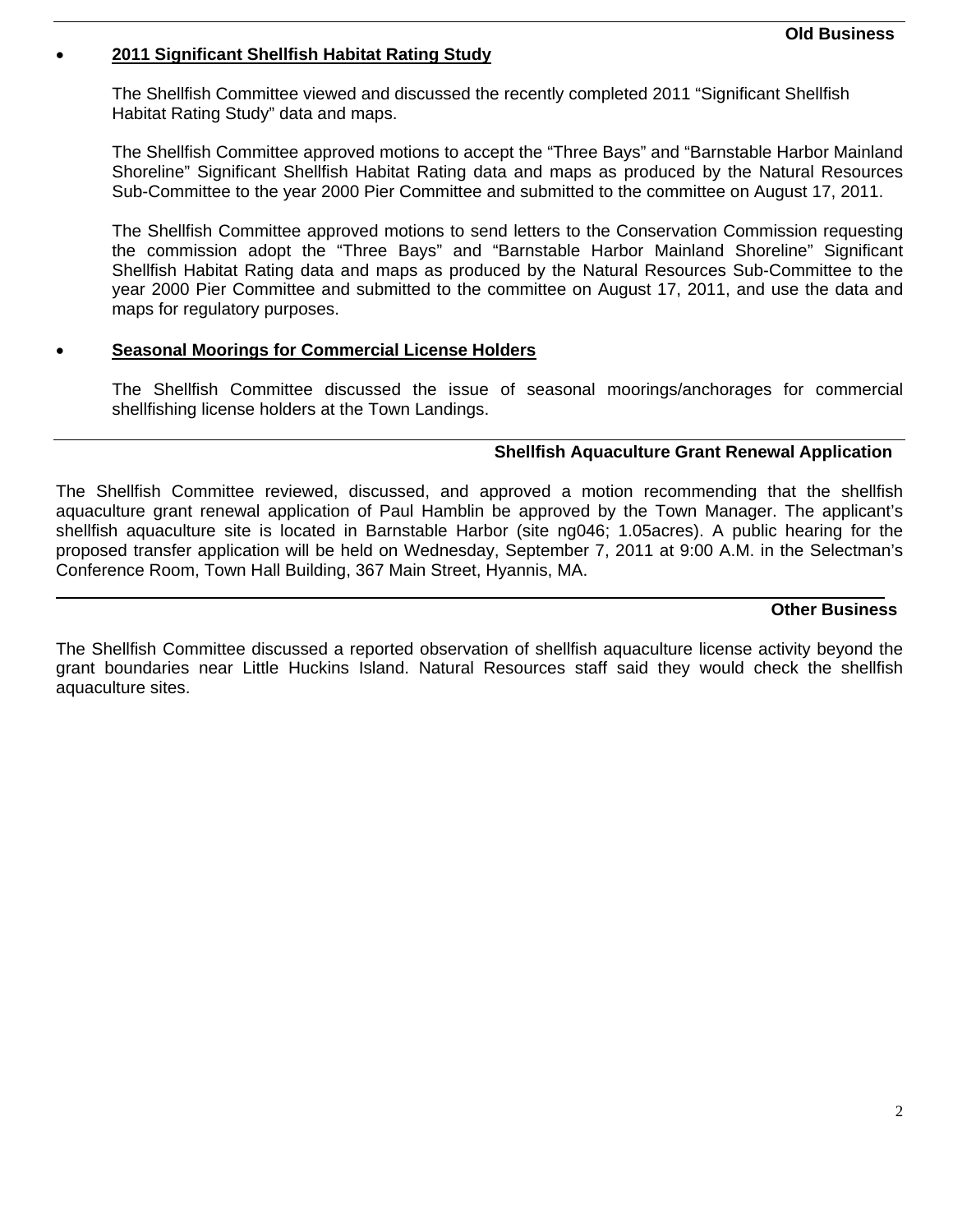## Old Business

- **2011 Significant Shellfish Habitat Rating Study**

  The Shellfish Committee viewed and discussed the recently completed 2011 "Significant Shellfish Habitat Rating Study" data and maps.

  The Shellfish Committee approved motions to accept the "Three Bays" and "Barnstable Harbor Mainland Shoreline" Significant Shellfish Habitat Rating data and maps as produced by the Natural Resources Sub-Committee to the year 2000 Pier Committee and submitted to the committee on August 17, 2011.

  The Shellfish Committee approved motions to send letters to the Conservation Commission requesting the commission adopt the "Three Bays" and "Barnstable Harbor Mainland Shoreline" Significant Shellfish Habitat Rating data and maps as produced by the Natural Resources Sub-Committee to the year 2000 Pier Committee and submitted to the committee on August 17, 2011, and use the data and maps for regulatory purposes.

- **Seasonal Moorings for Commercial License Holders**

  The Shellfish Committee discussed the issue of seasonal moorings/anchorages for commercial shellfishing license holders at the Town Landings.

## Shellfish Aquaculture Grant Renewal Application

The Shellfish Committee reviewed, discussed, and approved a motion recommending that the shellfish aquaculture grant renewal application of Paul Hamblin be approved by the Town Manager. The applicant's shellfish aquaculture site is located in Barnstable Harbor (site ng046; 1.05acres). A public hearing for the proposed transfer application will be held on Wednesday, September 7, 2011 at 9:00 A.M. in the Selectman's Conference Room, Town Hall Building, 367 Main Street, Hyannis, MA.

## Other Business

The Shellfish Committee discussed a reported observation of shellfish aquaculture license activity beyond the grant boundaries near Little Huckins Island. Natural Resources staff said they would check the shellfish aquaculture sites.